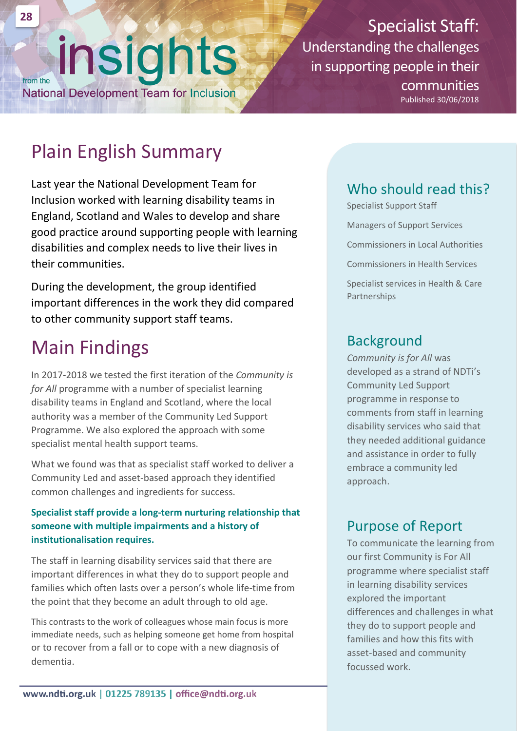# insights

from the National Development Team for Inclusion

# Specialist Staff: Understanding the challenges in supporting people in their communities

Published 30/06/2018

## Plain English Summary

Last year the National Development Team for Inclusion worked with learning disability teams in England, Scotland and Wales to develop and share good practice around supporting people with learning disabilities and complex needs to live their lives in their communities.

During the development, the group identified important differences in the work they did compared to other community support staff teams.

## Main Findings

In 2017-2018 we tested the first iteration of the *Community is for All* programme with a number of specialist learning disability teams in England and Scotland, where the local authority was a member of the Community Led Support Programme. We also explored the approach with some specialist mental health support teams.

What we found was that as specialist staff worked to deliver a Community Led and asset-based approach they identified common challenges and ingredients for success.

**Specialist staff provide a long-term nurturing relationship that someone with multiple impairments and a history of institutionalisation requires.**

The staff in learning disability services said that there are important differences in what they do to support people and families which often lasts over a person's whole life-time from the point that they become an adult through to old age.

This contrasts to the work of colleagues whose main focus is more immediate needs, such as helping someone get home from hospital or to recover from a fall or to cope with a new diagnosis of dementia.

## Who should read this?

Specialist Support Staff

Managers of Support Services

Commissioners in Local Authorities

Commissioners in Health Services

Specialist services in Health & Care Partnerships

## Background

*Community is for All* was developed as a strand of NDTi's Community Led Support programme in response to comments from staff in learning disability services who said that they needed additional guidance and assistance in order to fully embrace a community led approach.

## Purpose of Report

To communicate the learning from our first Community is For All programme where specialist staff in learning disability services explored the important differences and challenges in what they do to support people and families and how this fits with asset-based and community focussed work.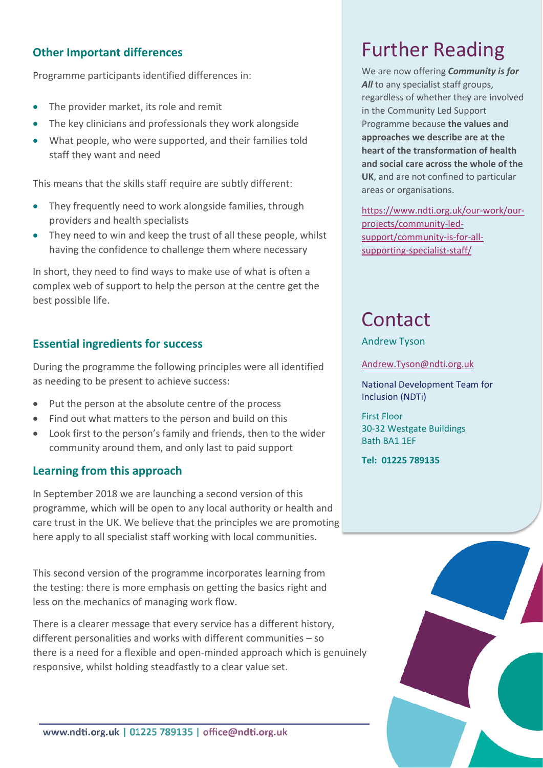## Other Important differences

Programme participants identified differences in:

- The provider market, its role and remit
- The key clinicians and professionals they work alongside
- What people, who were supported, and their families told staff they want and need

This means that the skills staff require are subtly different:

- They frequently need to work alongside families, through providers and health specialists
- They need to win and keep the trust of all these people, whilst having the confidence to challenge them where necessary

In short, they need to find ways to make use of what is often a complex web of support to help the person at the centre get the best possible life.

## Essential ingredients for success

During the programme the following principles were all identified as needing to be present to achieve success:

- Put the person at the absolute centre of the process
- Find out what matters to the person and build on this
- Look first to the person's family and friends, then to the wider community around them, and only last to paid support

## Learning from this approach

In September 2018 we are launching a second version of this programme, which will be open to any local authority or health and care trust in the UK. We believe that the principles we are promoting here apply to all specialist staff working with local communities.

This second version of the programme incorporates learning from the testing: there is more emphasis on getting the basics right and less on the mechanics of managing work flow.

There is a clearer message that every service has a different history, different personalities and works with different communities – so there is a need for a flexible and open-minded approach which is genuinely responsive, whilst holding steadfastly to a clear value set.

# Further Reading

We are now offering ***Community is for All*** to any specialist staff groups, regardless of whether they are involved in the Community Led Support Programme because **the values and approaches we describe are at the heart of the transformation of health and social care across the whole of the UK**, and are not confined to particular areas or organisations.

https://www.ndti.org.uk/our-work/our-projects/community-led-support/community-is-for-all-supporting-specialist-staff/

# Contact

Andrew Tyson

Andrew.Tyson@ndti.org.uk

National Development Team for Inclusion (NDTi)

First Floor
30-32 Westgate Buildings
Bath BA1 1EF

**Tel: 01225 789135**

www.ndti.org.uk | 01225 789135 | office@ndti.org.uk